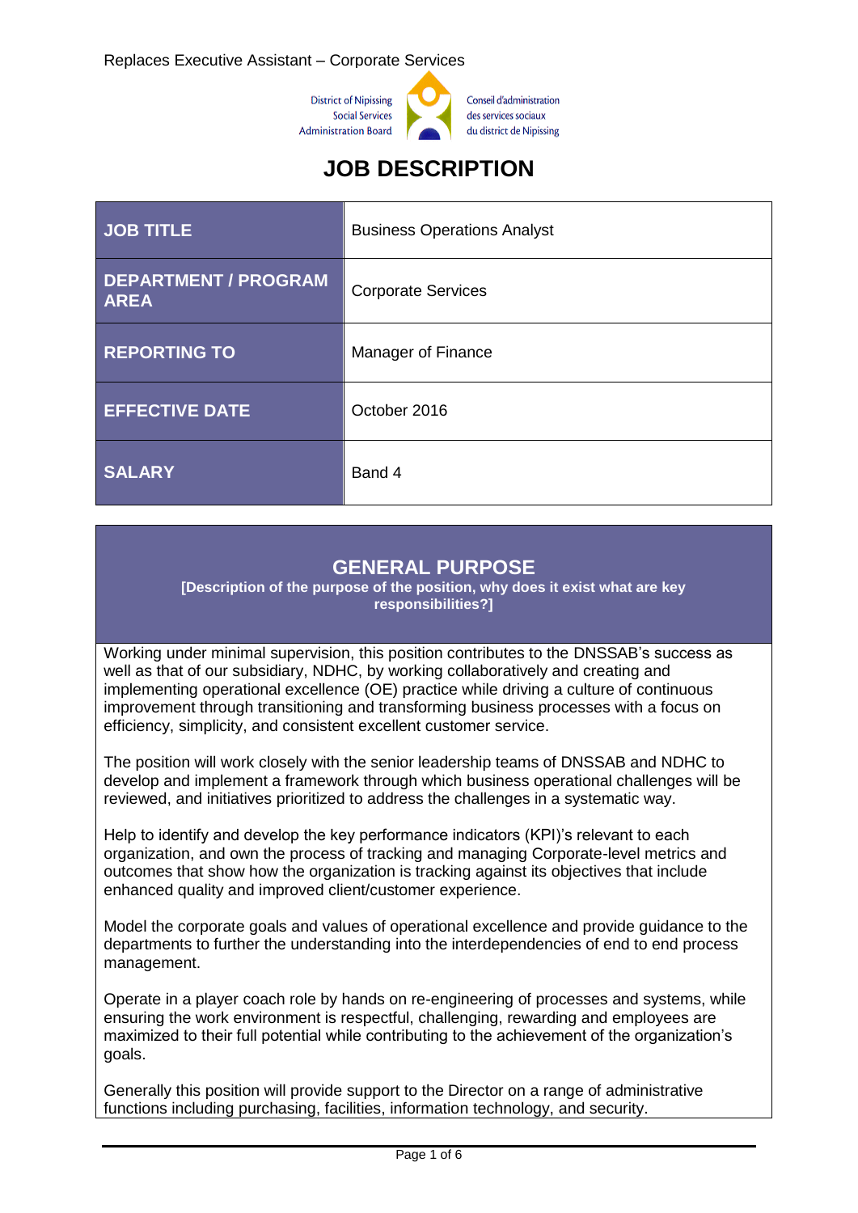Replaces Executive Assistant – Corporate Services

District of Nipissing Social Services Administration Board

Conseil d'administration des services sociaux du district de Nipissing

# JOB DESCRIPTION

| | |
|---|---|
| **JOB TITLE** | Business Operations Analyst |
| **DEPARTMENT / PROGRAM AREA** | Corporate Services |
| **REPORTING TO** | Manager of Finance |
| **EFFECTIVE DATE** | October 2016 |
| **SALARY** | Band 4 |

## GENERAL PURPOSE

**[Description of the purpose of the position, why does it exist what are key responsibilities?]**

Working under minimal supervision, this position contributes to the DNSSAB's success as well as that of our subsidiary, NDHC, by working collaboratively and creating and implementing operational excellence (OE) practice while driving a culture of continuous improvement through transitioning and transforming business processes with a focus on efficiency, simplicity, and consistent excellent customer service.

The position will work closely with the senior leadership teams of DNSSAB and NDHC to develop and implement a framework through which business operational challenges will be reviewed, and initiatives prioritized to address the challenges in a systematic way.

Help to identify and develop the key performance indicators (KPI)'s relevant to each organization, and own the process of tracking and managing Corporate-level metrics and outcomes that show how the organization is tracking against its objectives that include enhanced quality and improved client/customer experience.

Model the corporate goals and values of operational excellence and provide guidance to the departments to further the understanding into the interdependencies of end to end process management.

Operate in a player coach role by hands on re-engineering of processes and systems, while ensuring the work environment is respectful, challenging, rewarding and employees are maximized to their full potential while contributing to the achievement of the organization's goals.

Generally this position will provide support to the Director on a range of administrative functions including purchasing, facilities, information technology, and security.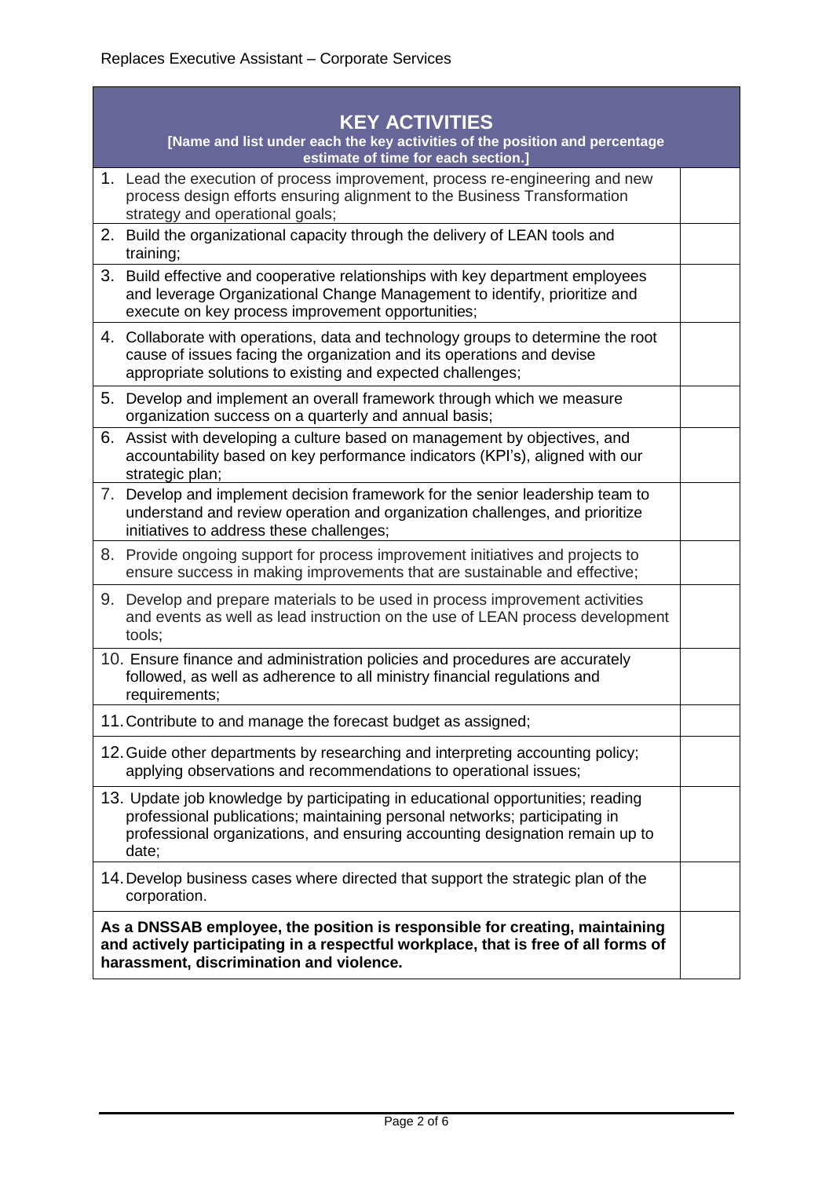Replaces Executive Assistant – Corporate Services

| **KEY ACTIVITIES**<br>**[Name and list under each the key activities of the position and percentage estimate of time for each section.]** | |
|---|---|
| 1. Lead the execution of process improvement, process re-engineering and new process design efforts ensuring alignment to the Business Transformation strategy and operational goals; | |
| 2. Build the organizational capacity through the delivery of LEAN tools and training; | |
| 3. Build effective and cooperative relationships with key department employees and leverage Organizational Change Management to identify, prioritize and execute on key process improvement opportunities; | |
| 4. Collaborate with operations, data and technology groups to determine the root cause of issues facing the organization and its operations and devise appropriate solutions to existing and expected challenges; | |
| 5. Develop and implement an overall framework through which we measure organization success on a quarterly and annual basis; | |
| 6. Assist with developing a culture based on management by objectives, and accountability based on key performance indicators (KPI's), aligned with our strategic plan; | |
| 7. Develop and implement decision framework for the senior leadership team to understand and review operation and organization challenges, and prioritize initiatives to address these challenges; | |
| 8. Provide ongoing support for process improvement initiatives and projects to ensure success in making improvements that are sustainable and effective; | |
| 9. Develop and prepare materials to be used in process improvement activities and events as well as lead instruction on the use of LEAN process development tools; | |
| 10. Ensure finance and administration policies and procedures are accurately followed, as well as adherence to all ministry financial regulations and requirements; | |
| 11. Contribute to and manage the forecast budget as assigned; | |
| 12. Guide other departments by researching and interpreting accounting policy; applying observations and recommendations to operational issues; | |
| 13. Update job knowledge by participating in educational opportunities; reading professional publications; maintaining personal networks; participating in professional organizations, and ensuring accounting designation remain up to date; | |
| 14. Develop business cases where directed that support the strategic plan of the corporation. | |
| **As a DNSSAB employee, the position is responsible for creating, maintaining and actively participating in a respectful workplace, that is free of all forms of harassment, discrimination and violence.** | |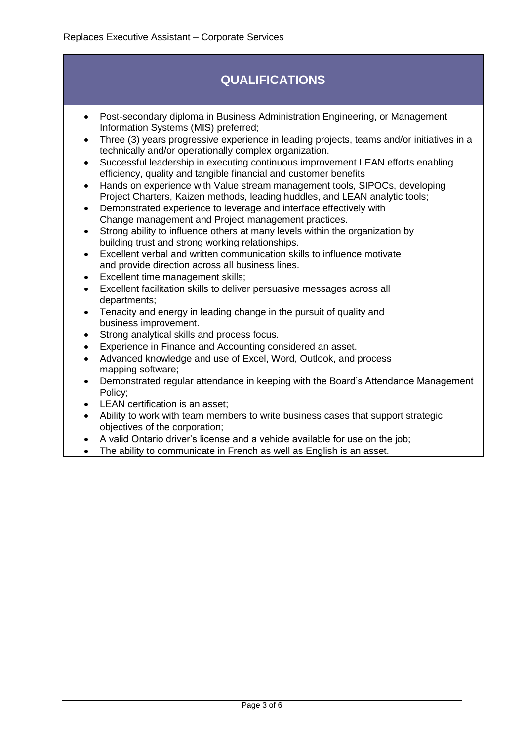Replaces Executive Assistant – Corporate Services

## QUALIFICATIONS

- Post-secondary diploma in Business Administration Engineering, or Management Information Systems (MIS) preferred;
- Three (3) years progressive experience in leading projects, teams and/or initiatives in a technically and/or operationally complex organization.
- Successful leadership in executing continuous improvement LEAN efforts enabling efficiency, quality and tangible financial and customer benefits
- Hands on experience with Value stream management tools, SIPOCs, developing Project Charters, Kaizen methods, leading huddles, and LEAN analytic tools;
- Demonstrated experience to leverage and interface effectively with Change management and Project management practices.
- Strong ability to influence others at many levels within the organization by building trust and strong working relationships.
- Excellent verbal and written communication skills to influence motivate and provide direction across all business lines.
- Excellent time management skills;
- Excellent facilitation skills to deliver persuasive messages across all departments;
- Tenacity and energy in leading change in the pursuit of quality and business improvement.
- Strong analytical skills and process focus.
- Experience in Finance and Accounting considered an asset.
- Advanced knowledge and use of Excel, Word, Outlook, and process mapping software;
- Demonstrated regular attendance in keeping with the Board's Attendance Management Policy;
- LEAN certification is an asset;
- Ability to work with team members to write business cases that support strategic objectives of the corporation;
- A valid Ontario driver's license and a vehicle available for use on the job;
- The ability to communicate in French as well as English is an asset.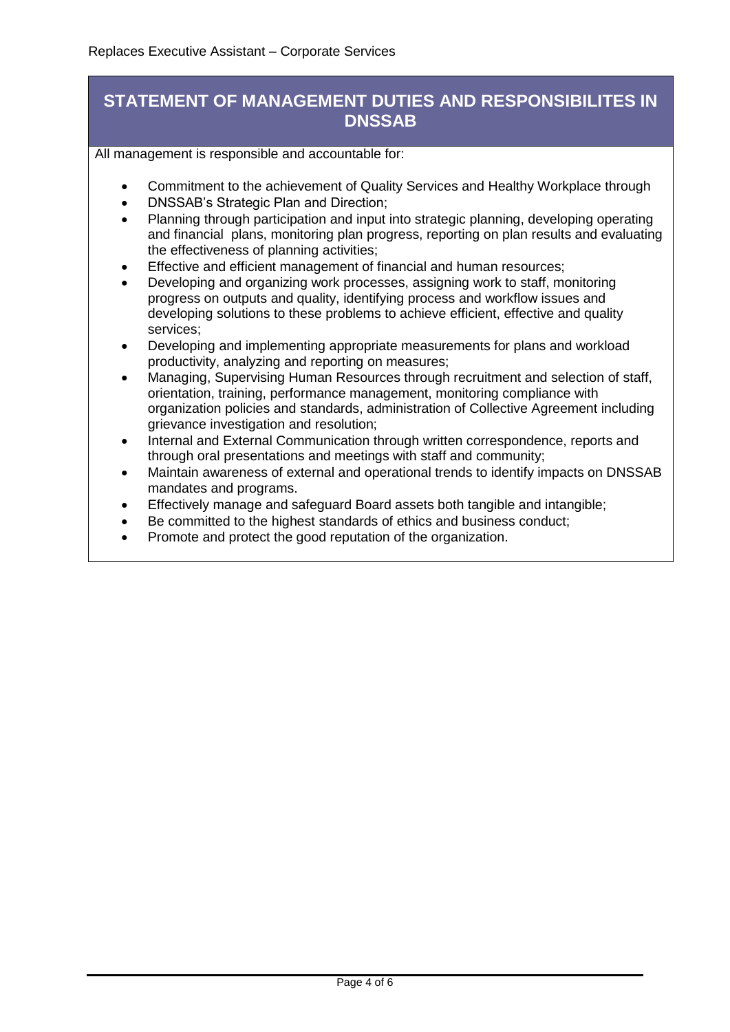Replaces Executive Assistant – Corporate Services

## STATEMENT OF MANAGEMENT DUTIES AND RESPONSIBILITES IN DNSSAB

All management is responsible and accountable for:

- Commitment to the achievement of Quality Services and Healthy Workplace through
- DNSSAB's Strategic Plan and Direction;
- Planning through participation and input into strategic planning, developing operating and financial plans, monitoring plan progress, reporting on plan results and evaluating the effectiveness of planning activities;
- Effective and efficient management of financial and human resources;
- Developing and organizing work processes, assigning work to staff, monitoring progress on outputs and quality, identifying process and workflow issues and developing solutions to these problems to achieve efficient, effective and quality services;
- Developing and implementing appropriate measurements for plans and workload productivity, analyzing and reporting on measures;
- Managing, Supervising Human Resources through recruitment and selection of staff, orientation, training, performance management, monitoring compliance with organization policies and standards, administration of Collective Agreement including grievance investigation and resolution;
- Internal and External Communication through written correspondence, reports and through oral presentations and meetings with staff and community;
- Maintain awareness of external and operational trends to identify impacts on DNSSAB mandates and programs.
- Effectively manage and safeguard Board assets both tangible and intangible;
- Be committed to the highest standards of ethics and business conduct;
- Promote and protect the good reputation of the organization.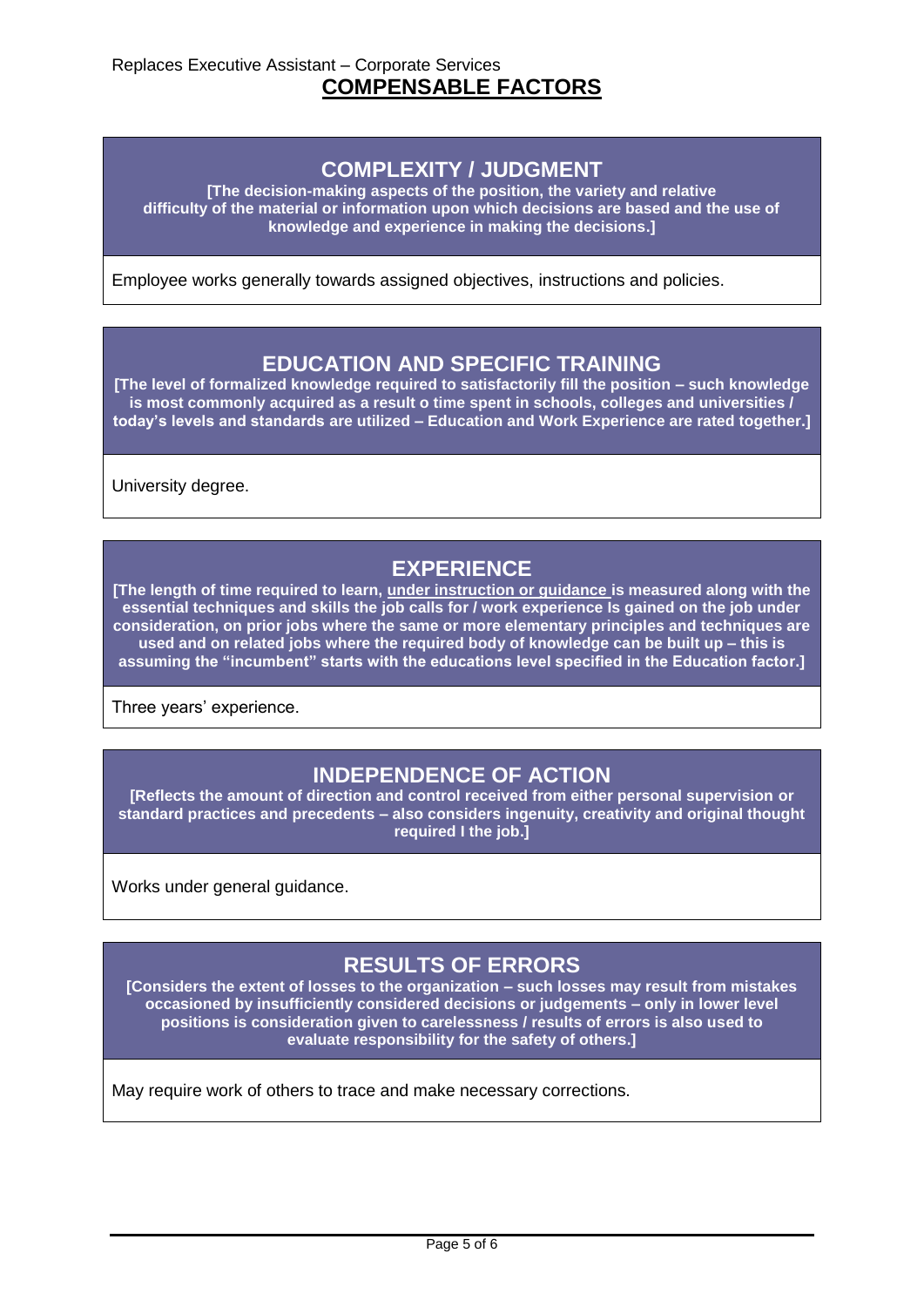Replaces Executive Assistant – Corporate Services

# COMPENSABLE FACTORS

## COMPLEXITY / JUDGMENT

**[The decision-making aspects of the position, the variety and relative difficulty of the material or information upon which decisions are based and the use of knowledge and experience in making the decisions.]**

Employee works generally towards assigned objectives, instructions and policies.

## EDUCATION AND SPECIFIC TRAINING

**[The level of formalized knowledge required to satisfactorily fill the position – such knowledge is most commonly acquired as a result o time spent in schools, colleges and universities / today's levels and standards are utilized – Education and Work Experience are rated together.]**

University degree.

## EXPERIENCE

**[The length of time required to learn, under instruction or guidance is measured along with the essential techniques and skills the job calls for / work experience ls gained on the job under consideration, on prior jobs where the same or more elementary principles and techniques are used and on related jobs where the required body of knowledge can be built up – this is assuming the "incumbent" starts with the educations level specified in the Education factor.]**

Three years' experience.

## INDEPENDENCE OF ACTION

**[Reflects the amount of direction and control received from either personal supervision or standard practices and precedents – also considers ingenuity, creativity and original thought required I the job.]**

Works under general guidance.

## RESULTS OF ERRORS

**[Considers the extent of losses to the organization – such losses may result from mistakes occasioned by insufficiently considered decisions or judgements – only in lower level positions is consideration given to carelessness / results of errors is also used to evaluate responsibility for the safety of others.]**

May require work of others to trace and make necessary corrections.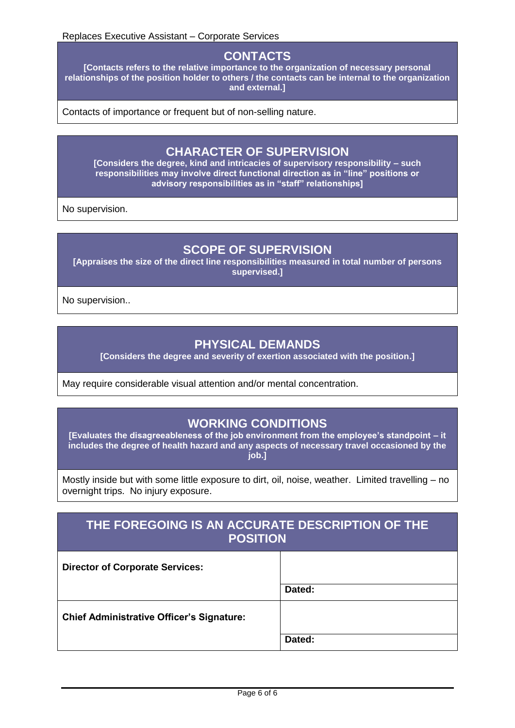Replaces Executive Assistant – Corporate Services

## CONTACTS

**[Contacts refers to the relative importance to the organization of necessary personal relationships of the position holder to others / the contacts can be internal to the organization and external.]**

Contacts of importance or frequent but of non-selling nature.

## CHARACTER OF SUPERVISION

**[Considers the degree, kind and intricacies of supervisory responsibility – such responsibilities may involve direct functional direction as in "line" positions or advisory responsibilities as in "staff" relationships]**

No supervision.

## SCOPE OF SUPERVISION

**[Appraises the size of the direct line responsibilities measured in total number of persons supervised.]**

No supervision..

## PHYSICAL DEMANDS

**[Considers the degree and severity of exertion associated with the position.]**

May require considerable visual attention and/or mental concentration.

## WORKING CONDITIONS

**[Evaluates the disagreeableness of the job environment from the employee's standpoint – it includes the degree of health hazard and any aspects of necessary travel occasioned by the job.]**

Mostly inside but with some little exposure to dirt, oil, noise, weather. Limited travelling – no overnight trips. No injury exposure.

## THE FOREGOING IS AN ACCURATE DESCRIPTION OF THE POSITION

| | |
|---|---|
| **Director of Corporate Services:** | |
| | **Dated:** |
| **Chief Administrative Officer's Signature:** | |
| | **Dated:** |